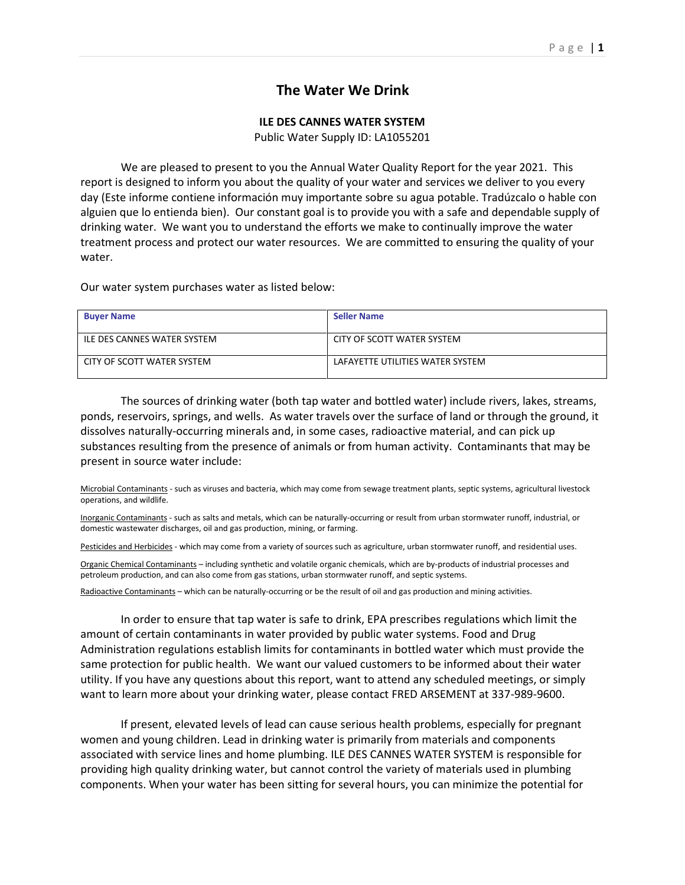# The Water We Drink

**ILE DES CANNES WATER SYSTEM**

Public Water Supply ID: LA1055201

We are pleased to present to you the Annual Water Quality Report for the year 2021. This report is designed to inform you about the quality of your water and services we deliver to you every day (Este informe contiene información muy importante sobre su agua potable. Tradúzcalo o hable con alguien que lo entienda bien). Our constant goal is to provide you with a safe and dependable supply of drinking water. We want you to understand the efforts we make to continually improve the water treatment process and protect our water resources. We are committed to ensuring the quality of your water.

Our water system purchases water as listed below:

| Buyer Name | Seller Name |
|---|---|
| ILE DES CANNES WATER SYSTEM | CITY OF SCOTT WATER SYSTEM |
| CITY OF SCOTT WATER SYSTEM | LAFAYETTE UTILITIES WATER SYSTEM |

The sources of drinking water (both tap water and bottled water) include rivers, lakes, streams, ponds, reservoirs, springs, and wells. As water travels over the surface of land or through the ground, it dissolves naturally-occurring minerals and, in some cases, radioactive material, and can pick up substances resulting from the presence of animals or from human activity. Contaminants that may be present in source water include:

Microbial Contaminants - such as viruses and bacteria, which may come from sewage treatment plants, septic systems, agricultural livestock operations, and wildlife.

Inorganic Contaminants - such as salts and metals, which can be naturally-occurring or result from urban stormwater runoff, industrial, or domestic wastewater discharges, oil and gas production, mining, or farming.

Pesticides and Herbicides - which may come from a variety of sources such as agriculture, urban stormwater runoff, and residential uses.

Organic Chemical Contaminants – including synthetic and volatile organic chemicals, which are by-products of industrial processes and petroleum production, and can also come from gas stations, urban stormwater runoff, and septic systems.

Radioactive Contaminants – which can be naturally-occurring or be the result of oil and gas production and mining activities.

In order to ensure that tap water is safe to drink, EPA prescribes regulations which limit the amount of certain contaminants in water provided by public water systems. Food and Drug Administration regulations establish limits for contaminants in bottled water which must provide the same protection for public health. We want our valued customers to be informed about their water utility. If you have any questions about this report, want to attend any scheduled meetings, or simply want to learn more about your drinking water, please contact FRED ARSEMENT at 337-989-9600.

If present, elevated levels of lead can cause serious health problems, especially for pregnant women and young children. Lead in drinking water is primarily from materials and components associated with service lines and home plumbing. ILE DES CANNES WATER SYSTEM is responsible for providing high quality drinking water, but cannot control the variety of materials used in plumbing components. When your water has been sitting for several hours, you can minimize the potential for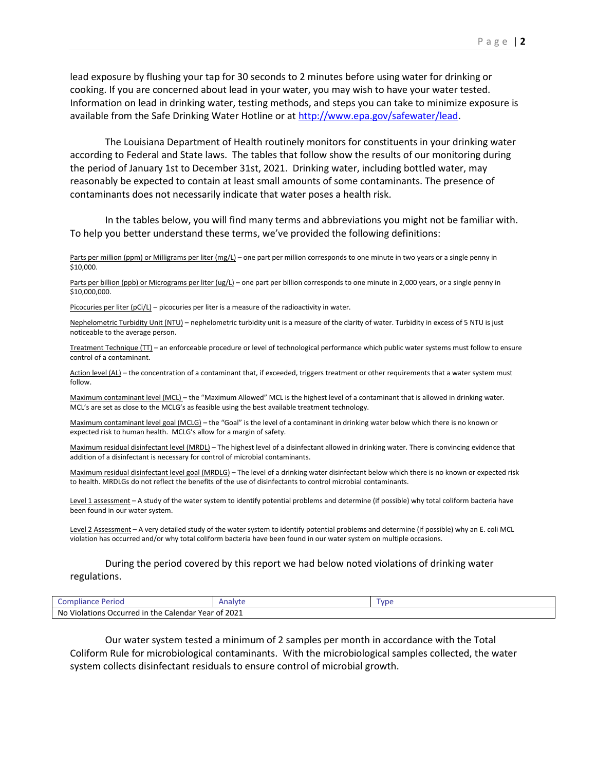lead exposure by flushing your tap for 30 seconds to 2 minutes before using water for drinking or cooking. If you are concerned about lead in your water, you may wish to have your water tested. Information on lead in drinking water, testing methods, and steps you can take to minimize exposure is available from the Safe Drinking Water Hotline or at http://www.epa.gov/safewater/lead.

The Louisiana Department of Health routinely monitors for constituents in your drinking water according to Federal and State laws. The tables that follow show the results of our monitoring during the period of January 1st to December 31st, 2021. Drinking water, including bottled water, may reasonably be expected to contain at least small amounts of some contaminants. The presence of contaminants does not necessarily indicate that water poses a health risk.

In the tables below, you will find many terms and abbreviations you might not be familiar with. To help you better understand these terms, we've provided the following definitions:

Parts per million (ppm) or Milligrams per liter (mg/L) – one part per million corresponds to one minute in two years or a single penny in $10,000.

Parts per billion (ppb) or Micrograms per liter (ug/L) – one part per billion corresponds to one minute in 2,000 years, or a single penny in $10,000,000.

Picocuries per liter (pCi/L) – picocuries per liter is a measure of the radioactivity in water.

Nephelometric Turbidity Unit (NTU) – nephelometric turbidity unit is a measure of the clarity of water. Turbidity in excess of 5 NTU is just noticeable to the average person.

Treatment Technique (TT) – an enforceable procedure or level of technological performance which public water systems must follow to ensure control of a contaminant.

Action level (AL) – the concentration of a contaminant that, if exceeded, triggers treatment or other requirements that a water system must follow.

Maximum contaminant level (MCL) – the "Maximum Allowed" MCL is the highest level of a contaminant that is allowed in drinking water. MCL's are set as close to the MCLG's as feasible using the best available treatment technology.

Maximum contaminant level goal (MCLG) – the "Goal" is the level of a contaminant in drinking water below which there is no known or expected risk to human health. MCLG's allow for a margin of safety.

Maximum residual disinfectant level (MRDL) – The highest level of a disinfectant allowed in drinking water. There is convincing evidence that addition of a disinfectant is necessary for control of microbial contaminants.

Maximum residual disinfectant level goal (MRDLG) – The level of a drinking water disinfectant below which there is no known or expected risk to health. MRDLGs do not reflect the benefits of the use of disinfectants to control microbial contaminants.

Level 1 assessment – A study of the water system to identify potential problems and determine (if possible) why total coliform bacteria have been found in our water system.

Level 2 Assessment – A very detailed study of the water system to identify potential problems and determine (if possible) why an E. coli MCL violation has occurred and/or why total coliform bacteria have been found in our water system on multiple occasions.

During the period covered by this report we had below noted violations of drinking water regulations.

| Compliance Period | Analyte | Type |
|---|---|---|
| No Violations Occurred in the Calendar Year of 2021 | | |

Our water system tested a minimum of 2 samples per month in accordance with the Total Coliform Rule for microbiological contaminants. With the microbiological samples collected, the water system collects disinfectant residuals to ensure control of microbial growth.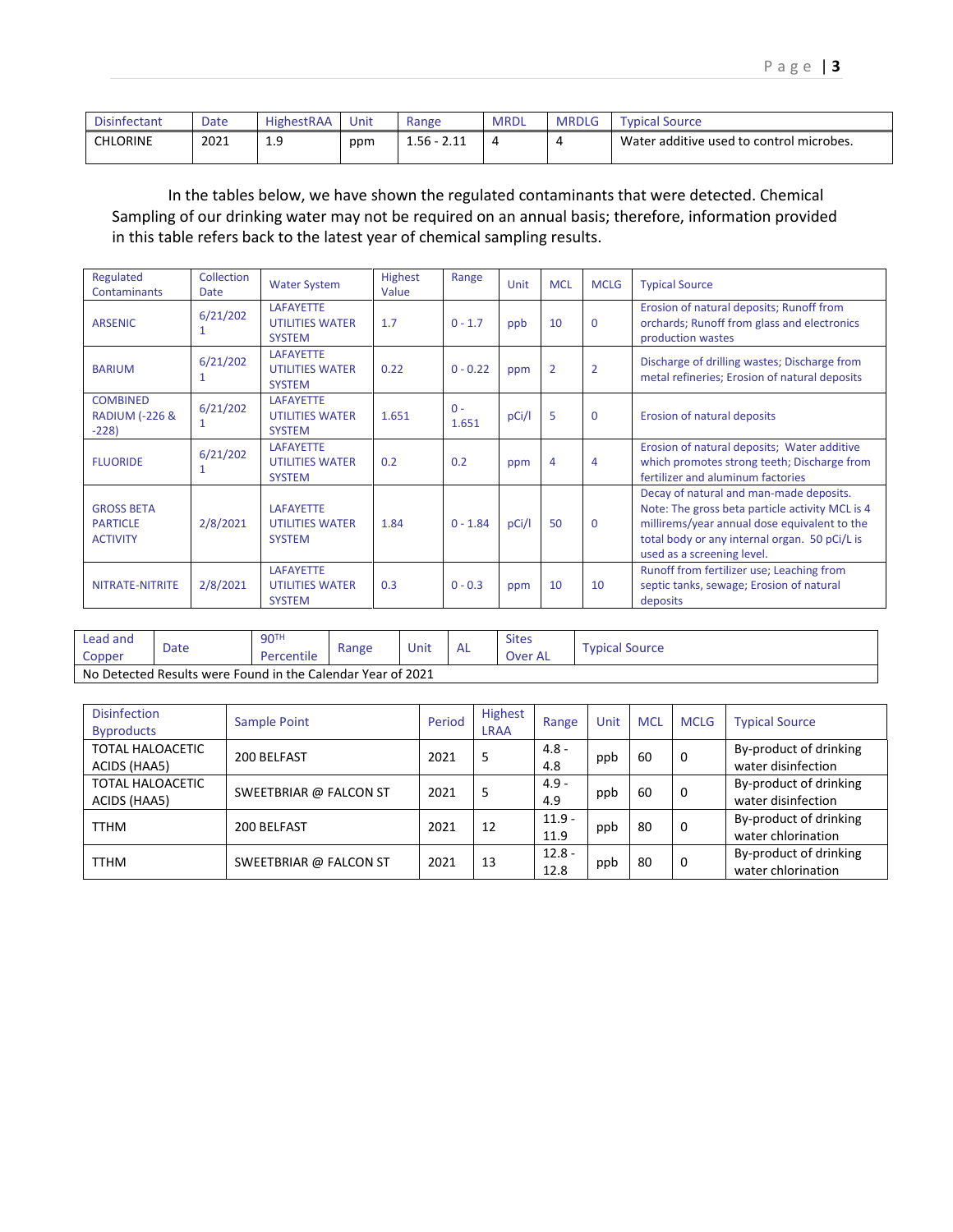| Disinfectant | Date | HighestRAA | Unit | Range | MRDL | MRDLG | Typical Source |
|---|---|---|---|---|---|---|---|
| CHLORINE | 2021 | 1.9 | ppm | 1.56 - 2.11 | 4 | 4 | Water additive used to control microbes. |

In the tables below, we have shown the regulated contaminants that were detected. Chemical Sampling of our drinking water may not be required on an annual basis; therefore, information provided in this table refers back to the latest year of chemical sampling results.

| Regulated Contaminants | Collection Date | Water System | Highest Value | Range | Unit | MCL | MCLG | Typical Source |
|---|---|---|---|---|---|---|---|---|
| ARSENIC | 6/21/2021 | LAFAYETTE UTILITIES WATER SYSTEM | 1.7 | 0 - 1.7 | ppb | 10 | 0 | Erosion of natural deposits; Runoff from orchards; Runoff from glass and electronics production wastes |
| BARIUM | 6/21/2021 | LAFAYETTE UTILITIES WATER SYSTEM | 0.22 | 0 - 0.22 | ppm | 2 | 2 | Discharge of drilling wastes; Discharge from metal refineries; Erosion of natural deposits |
| COMBINED RADIUM (-226 & -228) | 6/21/2021 | LAFAYETTE UTILITIES WATER SYSTEM | 1.651 | 0 - 1.651 | pCi/l | 5 | 0 | Erosion of natural deposits |
| FLUORIDE | 6/21/2021 | LAFAYETTE UTILITIES WATER SYSTEM | 0.2 | 0.2 | ppm | 4 | 4 | Erosion of natural deposits; Water additive which promotes strong teeth; Discharge from fertilizer and aluminum factories |
| GROSS BETA PARTICLE ACTIVITY | 2/8/2021 | LAFAYETTE UTILITIES WATER SYSTEM | 1.84 | 0 - 1.84 | pCi/l | 50 | 0 | Decay of natural and man-made deposits. Note: The gross beta particle activity MCL is 4 millirems/year annual dose equivalent to the total body or any internal organ. 50 pCi/L is used as a screening level. |
| NITRATE-NITRITE | 2/8/2021 | LAFAYETTE UTILITIES WATER SYSTEM | 0.3 | 0 - 0.3 | ppm | 10 | 10 | Runoff from fertilizer use; Leaching from septic tanks, sewage; Erosion of natural deposits |

| Lead and Copper | Date | 90TH Percentile | Range | Unit | AL | Sites Over AL | Typical Source |
|---|---|---|---|---|---|---|---|
| No Detected Results were Found in the Calendar Year of 2021 | | | | | | | |

| Disinfection Byproducts | Sample Point | Period | Highest LRAA | Range | Unit | MCL | MCLG | Typical Source |
|---|---|---|---|---|---|---|---|---|
| TOTAL HALOACETIC ACIDS (HAA5) | 200 BELFAST | 2021 | 5 | 4.8 - 4.8 | ppb | 60 | 0 | By-product of drinking water disinfection |
| TOTAL HALOACETIC ACIDS (HAA5) | SWEETBRIAR @ FALCON ST | 2021 | 5 | 4.9 - 4.9 | ppb | 60 | 0 | By-product of drinking water disinfection |
| TTHM | 200 BELFAST | 2021 | 12 | 11.9 - 11.9 | ppb | 80 | 0 | By-product of drinking water chlorination |
| TTHM | SWEETBRIAR @ FALCON ST | 2021 | 13 | 12.8 - 12.8 | ppb | 80 | 0 | By-product of drinking water chlorination |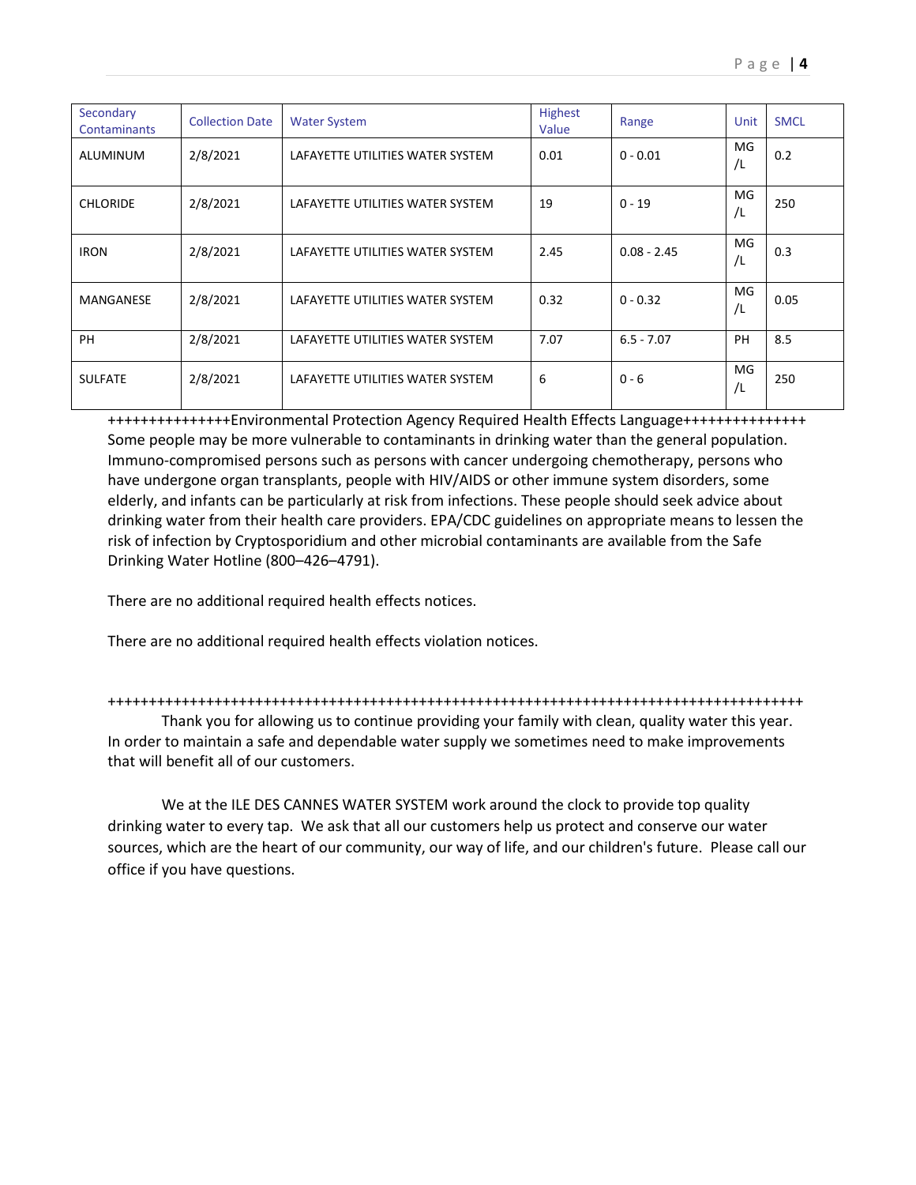| Secondary Contaminants | Collection Date | Water System | Highest Value | Range | Unit | SMCL |
|---|---|---|---|---|---|---|
| ALUMINUM | 2/8/2021 | LAFAYETTE UTILITIES WATER SYSTEM | 0.01 | 0 - 0.01 | MG /L | 0.2 |
| CHLORIDE | 2/8/2021 | LAFAYETTE UTILITIES WATER SYSTEM | 19 | 0 - 19 | MG /L | 250 |
| IRON | 2/8/2021 | LAFAYETTE UTILITIES WATER SYSTEM | 2.45 | 0.08 - 2.45 | MG /L | 0.3 |
| MANGANESE | 2/8/2021 | LAFAYETTE UTILITIES WATER SYSTEM | 0.32 | 0 - 0.32 | MG /L | 0.05 |
| PH | 2/8/2021 | LAFAYETTE UTILITIES WATER SYSTEM | 7.07 | 6.5 - 7.07 | PH | 8.5 |
| SULFATE | 2/8/2021 | LAFAYETTE UTILITIES WATER SYSTEM | 6 | 0 - 6 | MG /L | 250 |

+++++++++++++++Environmental Protection Agency Required Health Effects Language+++++++++++++++

Some people may be more vulnerable to contaminants in drinking water than the general population. Immuno-compromised persons such as persons with cancer undergoing chemotherapy, persons who have undergone organ transplants, people with HIV/AIDS or other immune system disorders, some elderly, and infants can be particularly at risk from infections. These people should seek advice about drinking water from their health care providers. EPA/CDC guidelines on appropriate means to lessen the risk of infection by Cryptosporidium and other microbial contaminants are available from the Safe Drinking Water Hotline (800–426–4791).

There are no additional required health effects notices.

There are no additional required health effects violation notices.

+++++++++++++++++++++++++++++++++++++++++++++++++++++++++++++++++++++++++++++++++++++++++++

Thank you for allowing us to continue providing your family with clean, quality water this year. In order to maintain a safe and dependable water supply we sometimes need to make improvements that will benefit all of our customers.

We at the ILE DES CANNES WATER SYSTEM work around the clock to provide top quality drinking water to every tap. We ask that all our customers help us protect and conserve our water sources, which are the heart of our community, our way of life, and our children's future. Please call our office if you have questions.